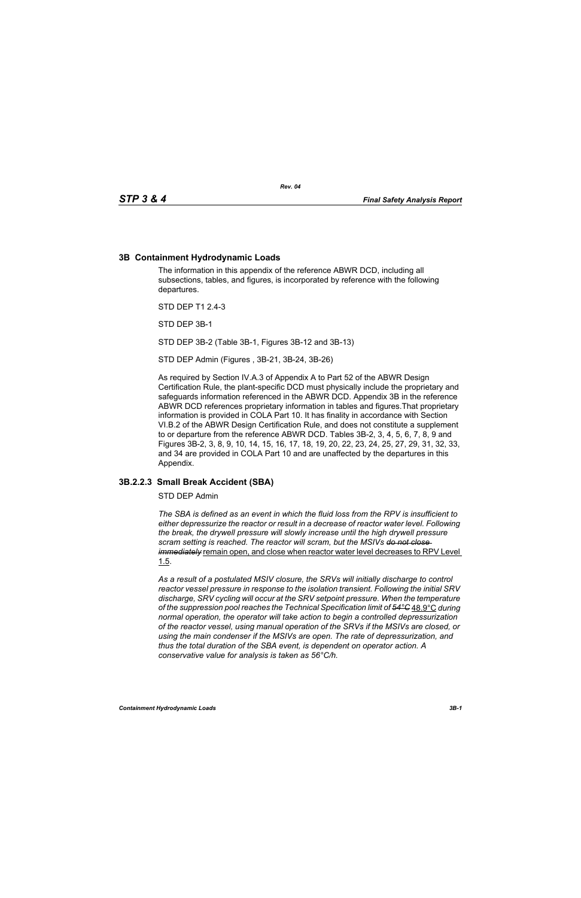## 3B Containment Hydrodynamic Loads

The information in this appendix of the reference ABWR DCD, including all subsections, tables, and figures, is incorporated by reference with the following departures.

STD DEP T1 2.4-3

STD DEP 3B-1

STD DEP 3B-2 (Table 3B-1, Figures 3B-12 and 3B-13)

STD DEP Admin (Figures , 3B-21, 3B-24, 3B-26)

As required by Section IV.A.3 of Appendix A to Part 52 of the ABWR Design Certification Rule, the plant-specific DCD must physically include the proprietary and safeguards information referenced in the ABWR DCD. Appendix 3B in the reference ABWR DCD references proprietary information in tables and figures.That proprietary information is provided in COLA Part 10. It has finality in accordance with Section VI.B.2 of the ABWR Design Certification Rule, and does not constitute a supplement to or departure from the reference ABWR DCD. Tables 3B-2, 3, 4, 5, 6, 7, 8, 9 and Figures 3B-2, 3, 8, 9, 10, 14, 15, 16, 17, 18, 19, 20, 22, 23, 24, 25, 27, 29, 31, 32, 33, and 34 are provided in COLA Part 10 and are unaffected by the departures in this Appendix.

### 3B.2.2.3 Small Break Accident (SBA)

STD DEP Admin

*The SBA is defined as an event in which the fluid loss from the RPV is insufficient to either depressurize the reactor or result in a decrease of reactor water level. Following the break, the drywell pressure will slowly increase until the high drywell pressure scram setting is reached. The reactor will scram, but the MSIVs ~~do not close immediately~~* remain open, and close when reactor water level decreases to RPV Level 1.5.

*As a result of a postulated MSIV closure, the SRVs will initially discharge to control reactor vessel pressure in response to the isolation transient. Following the initial SRV discharge, SRV cycling will occur at the SRV setpoint pressure. When the temperature of the suppression pool reaches the Technical Specification limit of ~~54°C~~* 48.9°C *during normal operation, the operator will take action to begin a controlled depressurization of the reactor vessel, using manual operation of the SRVs if the MSIVs are closed, or using the main condenser if the MSIVs are open. The rate of depressurization, and thus the total duration of the SBA event, is dependent on operator action. A conservative value for analysis is taken as 56°C/h.*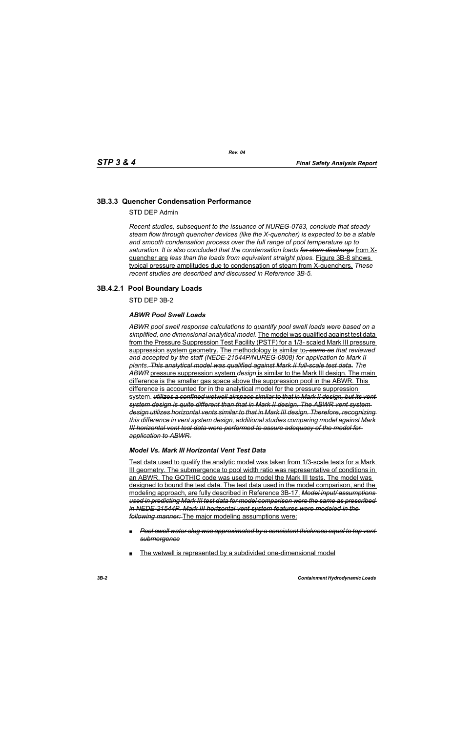### 3B.3.3 Quencher Condensation Performance

STD DEP Admin

*Recent studies, subsequent to the issuance of NUREG-0783, conclude that steady steam flow through quencher devices (like the X-quencher) is expected to be a stable and smooth condensation process over the full range of pool temperature up to saturation. It is also concluded that the condensation loads* ~~*for stem discharge*~~ from X-quencher are *less than the loads from equivalent straight pipes.* Figure 3B-8 shows typical pressure amplitudes due to condensation of steam from X-quenchers. *These recent studies are described and discussed in Reference 3B-5.*

### 3B.4.2.1 Pool Boundary Loads

STD DEP 3B-2

***ABWR Pool Swell Loads***

*ABWR pool swell response calculations to quantify pool swell loads were based on a simplified, one dimensional analytical model*. The model was qualified against test data from the Pressure Suppression Test Facility (PSTF) for a 1/3- scaled Mark III pressure suppression system geometry. The methodology is similar to~~, same as~~ *that reviewed and accepted by the staff (NEDE-21544P/NUREG-0808) for application to Mark II plants*. ~~*This analytical model was qualified against Mark II full-scale test data.*~~ *The ABWR* pressure suppression system *design* is similar to the Mark III design. The main difference is the smaller gas space above the suppression pool in the ABWR. This difference is accounted for in the analytical model for the pressure suppression system. ~~*utilizes a confined wetwell airspace similar to that in Mark II design, but its vent system design is quite different than that in Mark II design. The ABWR vent system design utilizes horizontal vents similar to that in Mark III design. Therefore, recognizing this difference in vent system design, additional studies comparing model against Mark III horizontal vent test data were performed to assure adequacy of the model for application to ABWR.*~~

***Model Vs. Mark III Horizontal Vent Test Data***

Test data used to qualify the analytic model was taken from 1/3-scale tests for a Mark III geometry. The submergence to pool width ratio was representative of conditions in an ABWR. The GOTHIC code was used to model the Mark III tests. The model was designed to bound the test data. The test data used in the model comparison, and the modeling approach, are fully described in Reference 3B-17. ~~*Model input/ assumptions used in predicting Mark III test data for model comparison were the same as prescribed in NEDE-21544P. Mark III horizontal vent system features were modeled in the following manner:*~~ The major modeling assumptions were:

- ~~*Pool swell water slug was approximated by a consistent thickness equal to top vent submergence*~~
- The wetwell is represented by a subdivided one-dimensional model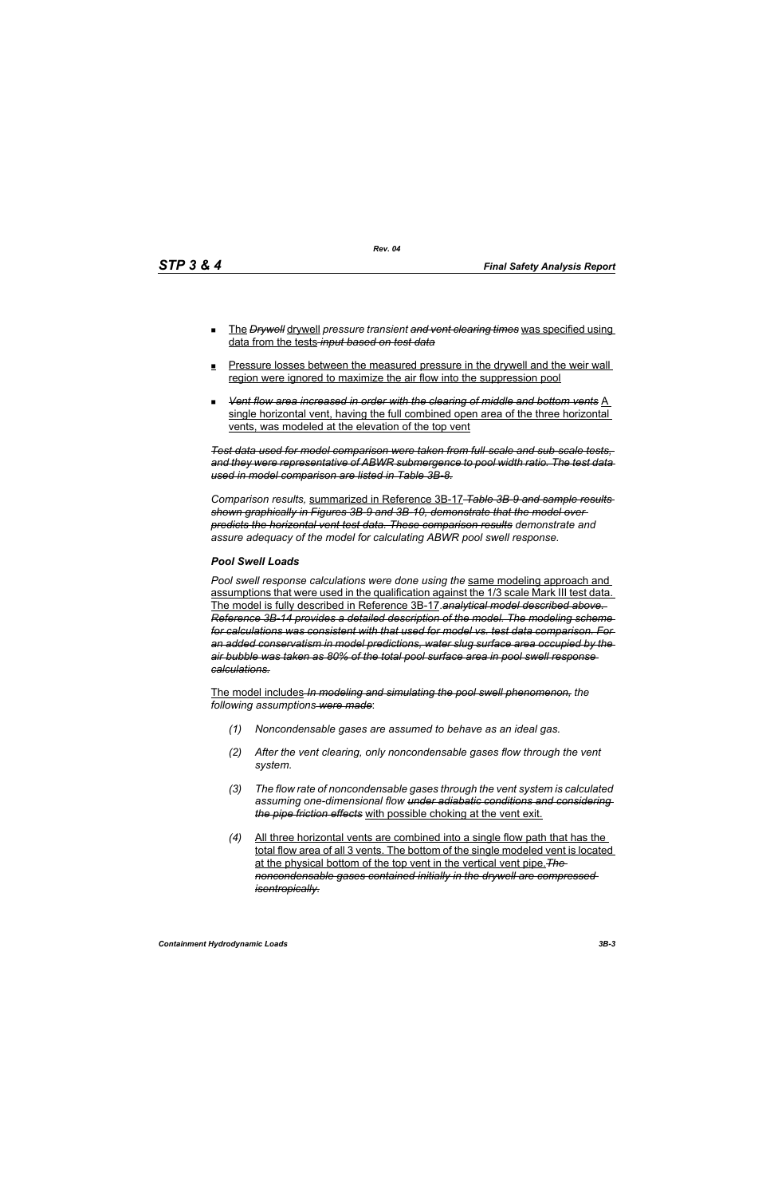- The ~~*Drywell*~~ drywell *pressure transient* ~~*and vent clearing times*~~ was specified using data from the tests ~~*input based on test data*~~

- Pressure losses between the measured pressure in the drywell and the weir wall region were ignored to maximize the air flow into the suppression pool

- ~~*Vent flow area increased in order with the clearing of middle and bottom vents*~~ A single horizontal vent, having the full combined open area of the three horizontal vents, was modeled at the elevation of the top vent

~~***Test data used for model comparison were taken from full-scale and sub-scale tests, and they were representative of ABWR submergence to pool width ratio. The test data used in model comparison are listed in Table 3B-8.***~~

*Comparison results,* summarized in Reference 3B-17 ~~***Table 3B-9 and sample results shown graphically in Figures 3B-9 and 3B-10, demonstrate that the model over-predicts the horizontal vent test data. These comparison results***~~ *demonstrate and assure adequacy of the model for calculating ABWR pool swell response.*

***Pool Swell Loads***

*Pool swell response calculations were done using the* same modeling approach and assumptions that were used in the qualification against the 1/3 scale Mark III test data. The model is fully described in Reference 3B-17. ~~***analytical model described above. Reference 3B-14 provides a detailed description of the model. The modeling scheme for calculations was consistent with that used for model vs. test data comparison. For an added conservatism in model predictions, water slug surface area occupied by the air bubble was taken as 80% of the total pool surface area in pool swell response calculations.***~~

The model includes ~~*In modeling and simulating the pool swell phenomenon,*~~ *the following assumptions* ~~*were made*~~:

(1) *Noncondensable gases are assumed to behave as an ideal gas.*

(2) *After the vent clearing, only noncondensable gases flow through the vent system.*

(3) *The flow rate of noncondensable gases through the vent system is calculated assuming one-dimensional flow* ~~***under adiabatic conditions and considering the pipe friction effects***~~ with possible choking at the vent exit.

(4) All three horizontal vents are combined into a single flow path that has the total flow area of all 3 vents. The bottom of the single modeled vent is located at the physical bottom of the top vent in the vertical vent pipe. ~~*The noncondensable gases contained initially in the drywell are compressed isentropically.*~~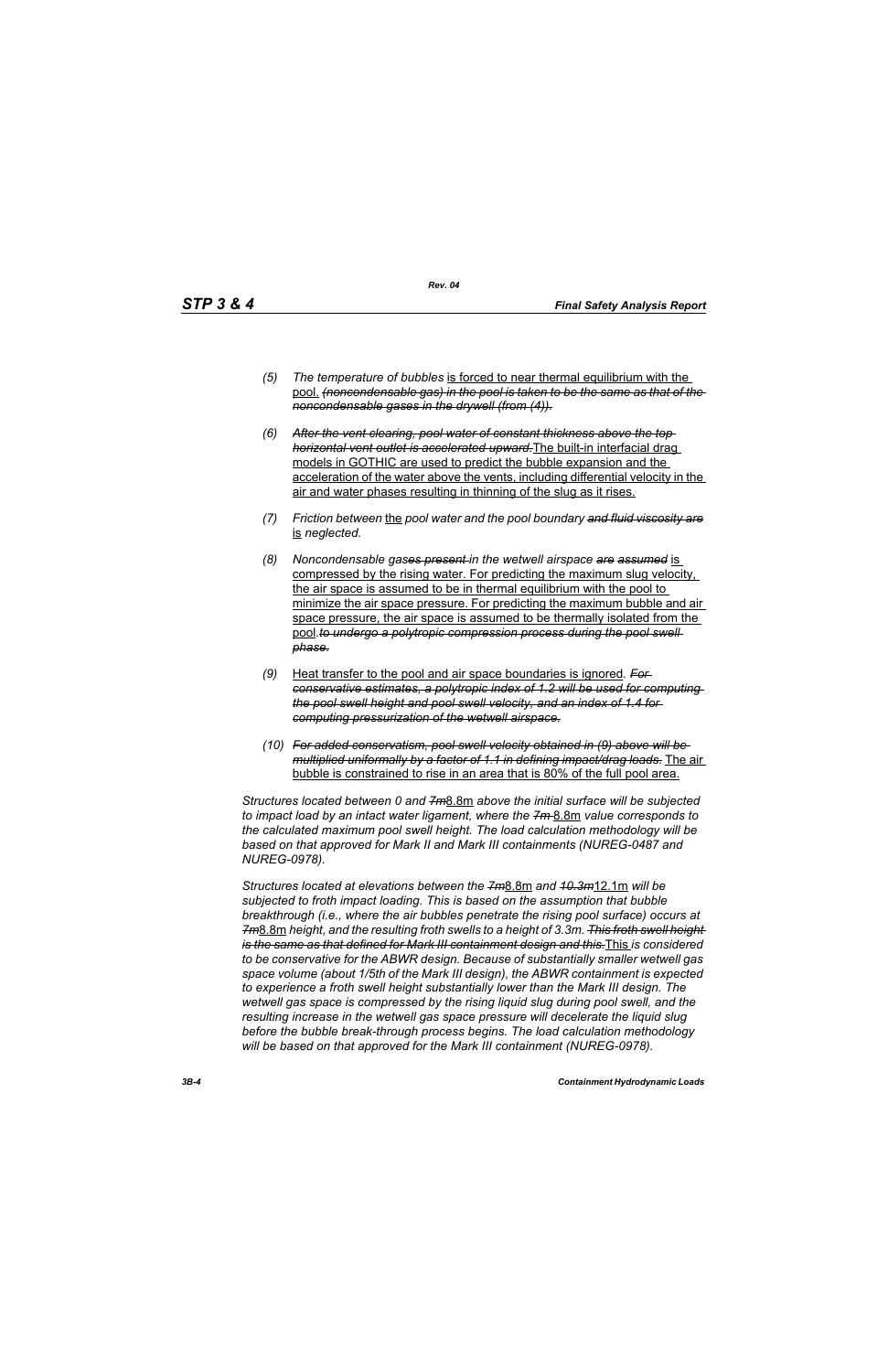(5) *The temperature of bubbles* is forced to near thermal equilibrium with the pool. ~~*(noncondensable gas) in the pool is taken to be the same as that of the noncondensable gases in the drywell (from (4)).*~~

(6) ~~*After the vent clearing, pool water of constant thickness above the top horizontal vent outlet is accelerated upward.*~~ The built-in interfacial drag models in GOTHIC are used to predict the bubble expansion and the acceleration of the water above the vents, including differential velocity in the air and water phases resulting in thinning of the slug as it rises.

(7) *Friction between* the *pool water and the pool boundary* ~~*and fluid viscosity are*~~ is *neglected.*

(8) *Noncondensable gas*~~*es present*~~ *in the wetwell airspace* ~~*are assumed*~~ is compressed by the rising water. For predicting the maximum slug velocity, the air space is assumed to be in thermal equilibrium with the pool to minimize the air space pressure. For predicting the maximum bubble and air space pressure, the air space is assumed to be thermally isolated from the pool.~~*to undergo a polytropic compression process during the pool swell phase.*~~

(9) Heat transfer to the pool and air space boundaries is ignored. ~~*For conservative estimates, a polytropic index of 1.2 will be used for computing the pool swell height and pool swell velocity, and an index of 1.4 for computing pressurization of the wetwell airspace.*~~

(10) ~~*For added conservatism, pool swell velocity obtained in (9) above will be multiplied uniformly by a factor of 1.1 in defining impact/drag loads.*~~ The air bubble is constrained to rise in an area that is 80% of the full pool area.

*Structures located between 0 and* ~~*7m*~~8.8m *above the initial surface will be subjected to impact load by an intact water ligament, where the* ~~*7m*~~ 8.8m *value corresponds to the calculated maximum pool swell height. The load calculation methodology will be based on that approved for Mark II and Mark III containments (NUREG-0487 and NUREG-0978).*

*Structures located at elevations between the* ~~*7m*~~8.8m *and* ~~*10.3m*~~12.1m *will be subjected to froth impact loading. This is based on the assumption that bubble breakthrough (i.e., where the air bubbles penetrate the rising pool surface) occurs at* ~~*7m*~~8.8m *height, and the resulting froth swells to a height of 3.3m.* ~~*This froth swell height is the same as that defined for Mark III containment design and this.*~~This *is considered to be conservative for the ABWR design. Because of substantially smaller wetwell gas space volume (about 1/5th of the Mark III design), the ABWR containment is expected to experience a froth swell height substantially lower than the Mark III design. The wetwell gas space is compressed by the rising liquid slug during pool swell, and the resulting increase in the wetwell gas space pressure will decelerate the liquid slug before the bubble break-through process begins. The load calculation methodology will be based on that approved for the Mark III containment (NUREG-0978).*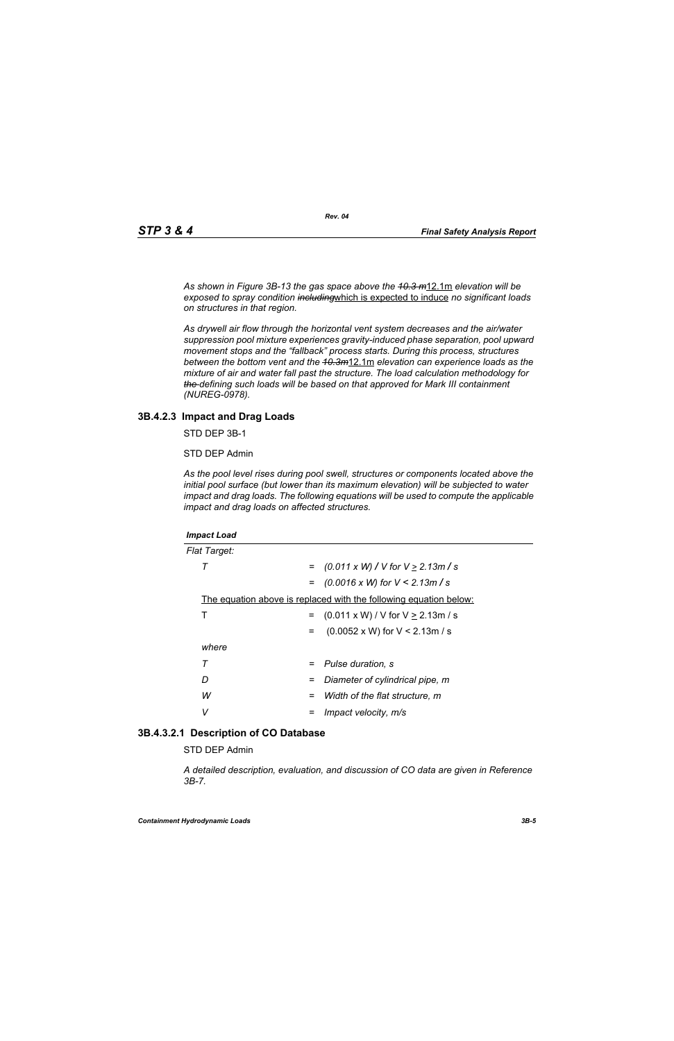*As shown in Figure 3B-13 the gas space above the ~~10.3 m~~12.1m elevation will be exposed to spray condition ~~including~~which is expected to induce no significant loads on structures in that region.*

*As drywell air flow through the horizontal vent system decreases and the air/water suppression pool mixture experiences gravity-induced phase separation, pool upward movement stops and the "fallback" process starts. During this process, structures between the bottom vent and the ~~10.3m~~12.1m elevation can experience loads as the mixture of air and water fall past the structure. The load calculation methodology for ~~the~~ defining such loads will be based on that approved for Mark III containment (NUREG-0978).*

### 3B.4.2.3 Impact and Drag Loads

STD DEP 3B-1

STD DEP Admin

*As the pool level rises during pool swell, structures or components located above the initial pool surface (but lower than its maximum elevation) will be subjected to water impact and drag loads. The following equations will be used to compute the applicable impact and drag loads on affected structures.*

***Impact Load***

*Flat Target:*

| | | |
|---|---|---|
| *T* | = | *(0.011 x W) / V for V ≥ 2.13m / s* |
| | = | *(0.0016 x W) for V < 2.13m / s* |

The equation above is replaced with the following equation below:

| | | |
|---|---|---|
| T | = | (0.011 x W) / V for V ≥ 2.13m / s |
| | = | (0.0052 x W) for V < 2.13m / s |
| *where* | | |
| *T* | = | *Pulse duration, s* |
| *D* | = | *Diameter of cylindrical pipe, m* |
| *W* | = | *Width of the flat structure, m* |
| *V* | = | *Impact velocity, m/s* |

### 3B.4.3.2.1 Description of CO Database

STD DEP Admin

*A detailed description, evaluation, and discussion of CO data are given in Reference 3B-7.*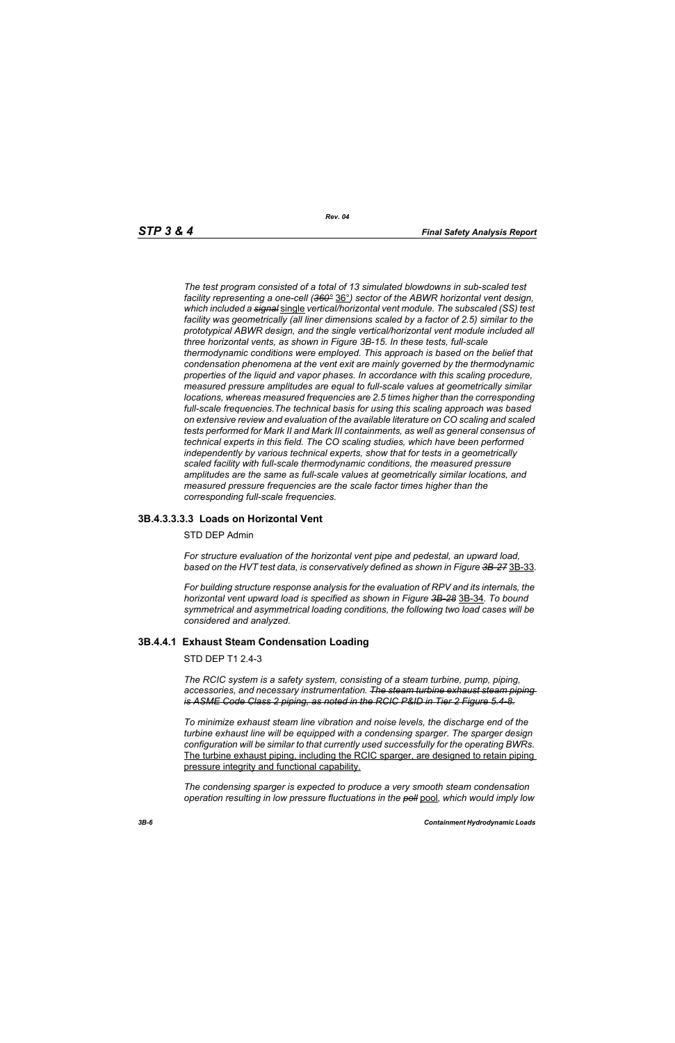*The test program consisted of a total of 13 simulated blowdowns in sub-scaled test facility representing a one-cell (~~360°~~ 36°) sector of the ABWR horizontal vent design, which included a ~~signal~~ single vertical/horizontal vent module. The subscaled (SS) test facility was geometrically (all liner dimensions scaled by a factor of 2.5) similar to the prototypical ABWR design, and the single vertical/horizontal vent module included all three horizontal vents, as shown in Figure 3B-15. In these tests, full-scale thermodynamic conditions were employed. This approach is based on the belief that condensation phenomena at the vent exit are mainly governed by the thermodynamic properties of the liquid and vapor phases. In accordance with this scaling procedure, measured pressure amplitudes are equal to full-scale values at geometrically similar locations, whereas measured frequencies are 2.5 times higher than the corresponding full-scale frequencies.The technical basis for using this scaling approach was based on extensive review and evaluation of the available literature on CO scaling and scaled tests performed for Mark II and Mark III containments, as well as general consensus of technical experts in this field. The CO scaling studies, which have been performed independently by various technical experts, show that for tests in a geometrically scaled facility with full-scale thermodynamic conditions, the measured pressure amplitudes are the same as full-scale values at geometrically similar locations, and measured pressure frequencies are the scale factor times higher than the corresponding full-scale frequencies.*

### 3B.4.3.3.3.3 Loads on Horizontal Vent

STD DEP Admin

*For structure evaluation of the horizontal vent pipe and pedestal, an upward load, based on the HVT test data, is conservatively defined as shown in Figure ~~3B-27~~* 3B-33.

*For building structure response analysis for the evaluation of RPV and its internals, the horizontal vent upward load is specified as shown in Figure ~~3B-28~~* 3B-34. *To bound symmetrical and asymmetrical loading conditions, the following two load cases will be considered and analyzed.*

### 3B.4.4.1 Exhaust Steam Condensation Loading

STD DEP T1 2.4-3

*The RCIC system is a safety system, consisting of a steam turbine, pump, piping, accessories, and necessary instrumentation. ~~The steam turbine exhaust steam piping is ASME Code Class 2 piping, as noted in the RCIC P&ID in Tier 2 Figure 5.4-8.~~*

*To minimize exhaust steam line vibration and noise levels, the discharge end of the turbine exhaust line will be equipped with a condensing sparger. The sparger design configuration will be similar to that currently used successfully for the operating BWRs.* The turbine exhaust piping, including the RCIC sparger, are designed to retain piping pressure integrity and functional capability.

*The condensing sparger is expected to produce a very smooth steam condensation operation resulting in low pressure fluctuations in the ~~poll~~* pool, *which would imply low*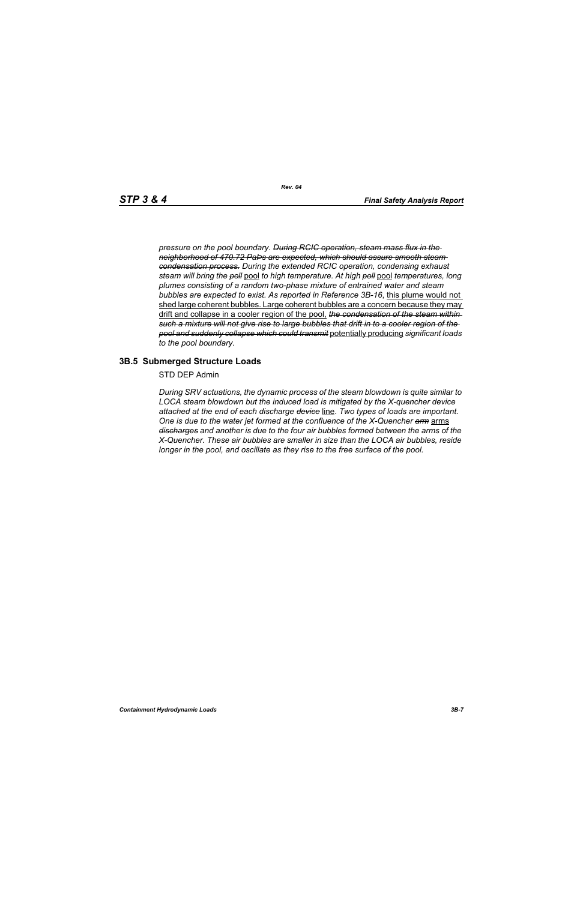*pressure on the pool boundary. ~~During RCIC operation, steam mass flux in the neighborhood of 470.72 Pa⁄s are expected, which should assure smooth steam condensation process.~~ During the extended RCIC operation, condensing exhaust steam will bring the ~~poll~~* pool *to high temperature. At high ~~poll~~* pool *temperatures, long plumes consisting of a random two-phase mixture of entrained water and steam bubbles are expected to exist. As reported in Reference 3B-16*, this plume would not shed large coherent bubbles. Large coherent bubbles are a concern because they may drift and collapse in a cooler region of the pool, *~~the condensation of the steam within such a mixture will not give rise to large bubbles that drift in to a cooler region of the pool and suddenly collapse which could transmit~~* potentially producing *significant loads to the pool boundary.*

## 3B.5 Submerged Structure Loads

STD DEP Admin

*During SRV actuations, the dynamic process of the steam blowdown is quite similar to LOCA steam blowdown but the induced load is mitigated by the X-quencher device attached at the end of each discharge ~~device~~* line. *Two types of loads are important. One is due to the water jet formed at the confluence of the X-Quencher ~~arm~~* arms *~~discharges~~ and another is due to the four air bubbles formed between the arms of the X-Quencher. These air bubbles are smaller in size than the LOCA air bubbles, reside longer in the pool, and oscillate as they rise to the free surface of the pool.*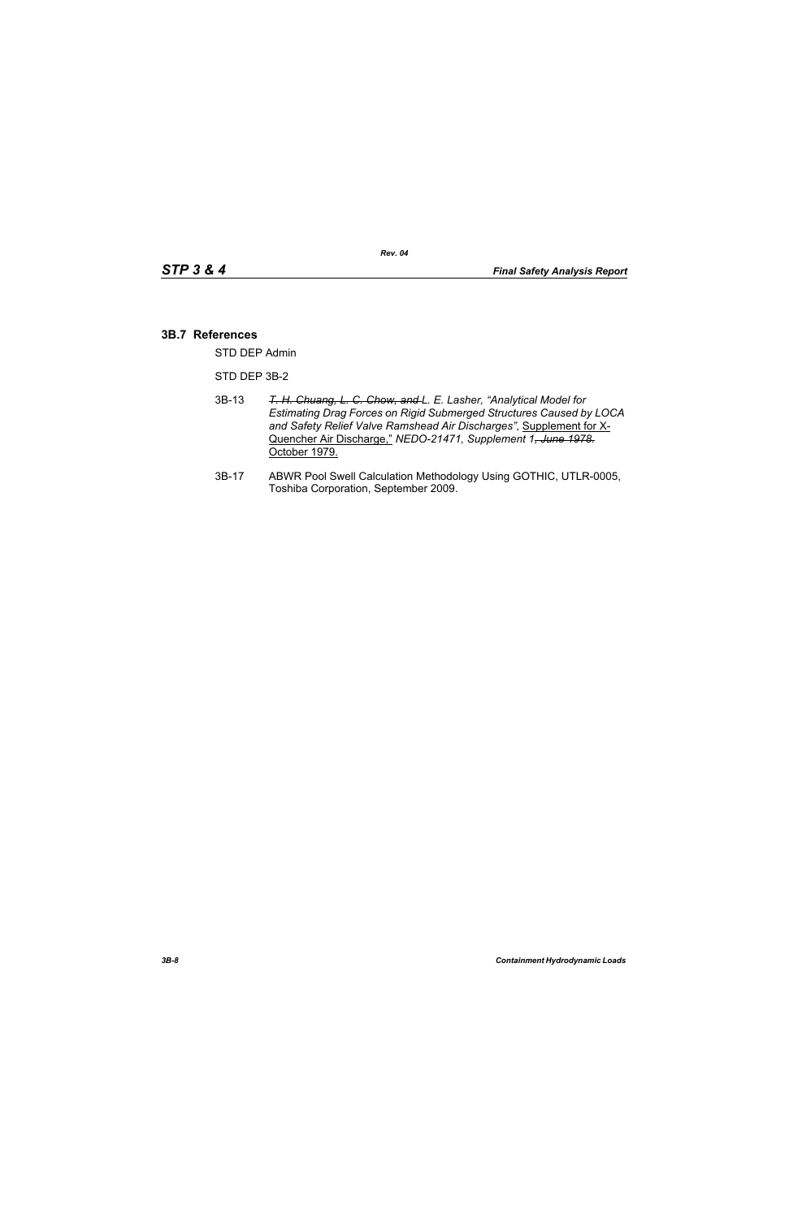### 3B.7 References

STD DEP Admin

STD DEP 3B-2

3B-13 ~~*T. H. Chuang, L. C. Chow, and*~~ *L. E. Lasher, "Analytical Model for Estimating Drag Forces on Rigid Submerged Structures Caused by LOCA and Safety Relief Valve Ramshead Air Discharges"*, <u>Supplement for X-Quencher Air Discharge,"</u> *NEDO-21471, Supplement 1*~~*, June 1978.*~~ <u>October 1979.</u>

3B-17 ABWR Pool Swell Calculation Methodology Using GOTHIC, UTLR-0005, Toshiba Corporation, September 2009.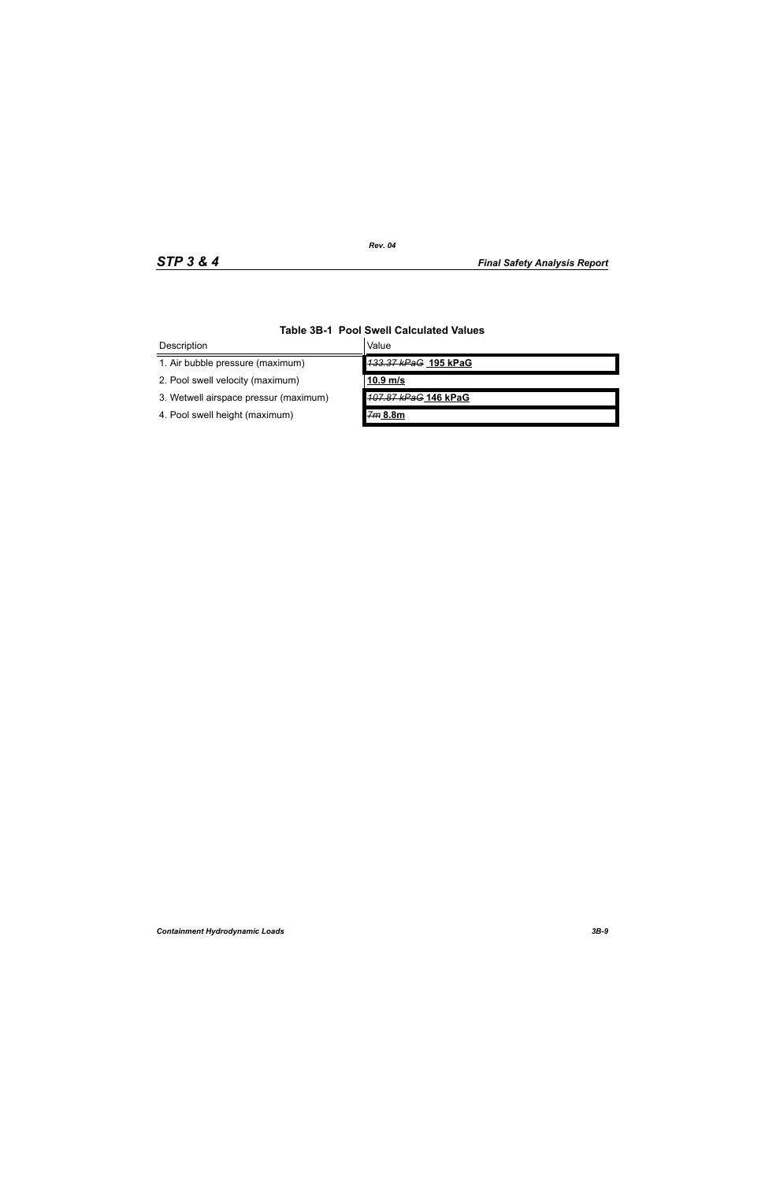**Table 3B-1 Pool Swell Calculated Values**

| Description | Value |
|---|---|
| 1. Air bubble pressure (maximum) | ~~*133.37 kPaG*~~ **195 kPaG** |
| 2. Pool swell velocity (maximum) | **10.9 m/s** |
| 3. Wetwell airspace pressur (maximum) | ~~*107.87 kPaG*~~ **146 kPaG** |
| 4. Pool swell height (maximum) | ~~*7m*~~ **8.8m** |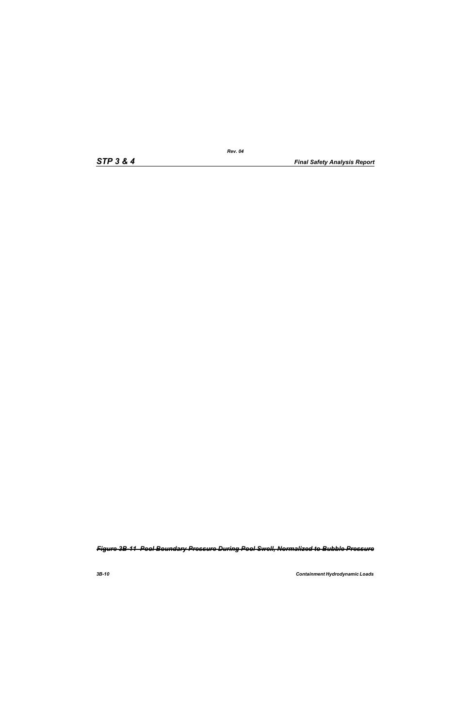~~*Figure 3B-11 Pool Boundary Pressure During Pool Swell, Normalized to Bubble Pressure*~~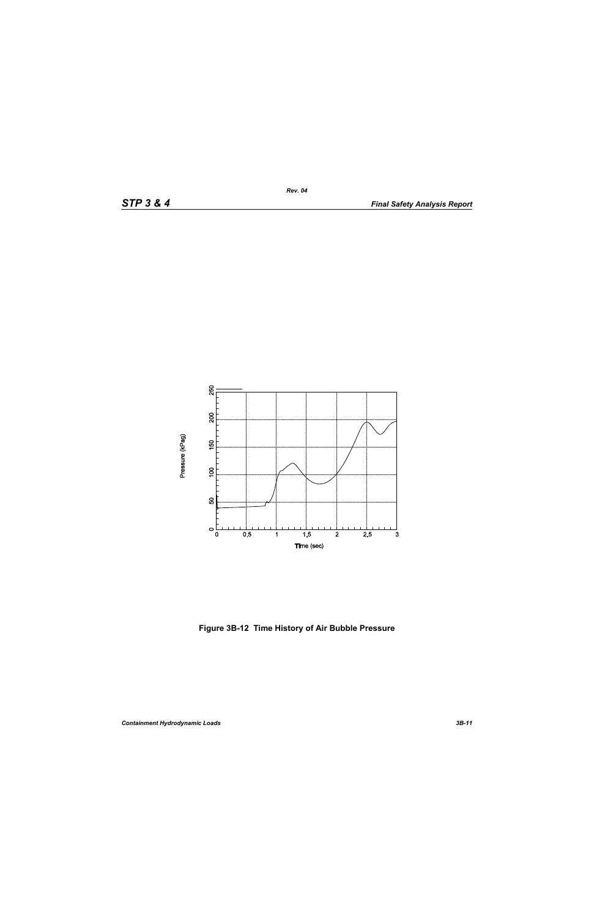Figure 3B-12 Time History of Air Bubble Pressure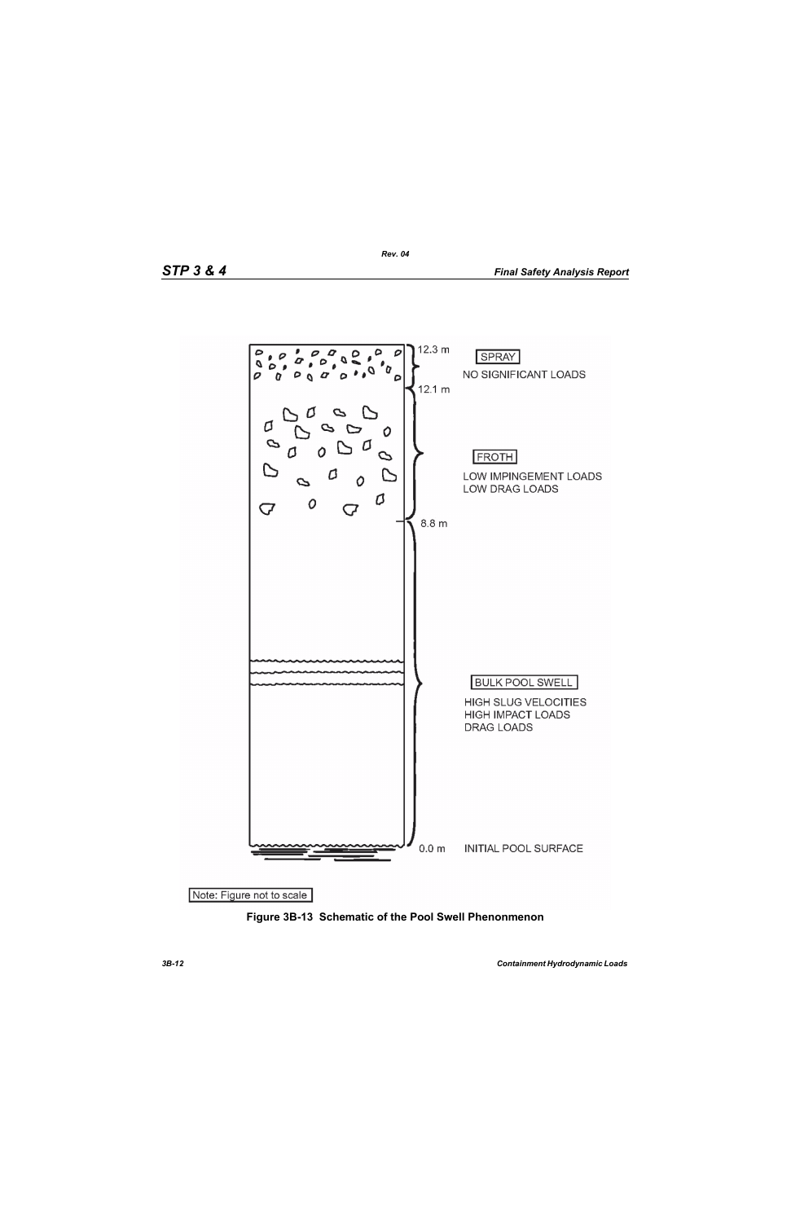12.3 m

SPRAY

NO SIGNIFICANT LOADS

12.1 m

FROTH

LOW IMPINGEMENT LOADS
LOW DRAG LOADS

8.8 m

BULK POOL SWELL

HIGH SLUG VELOCITIES
HIGH IMPACT LOADS
DRAG LOADS

0.0 m INITIAL POOL SURFACE

Note: Figure not to scale

**Figure 3B-13 Schematic of the Pool Swell Phenonmenon**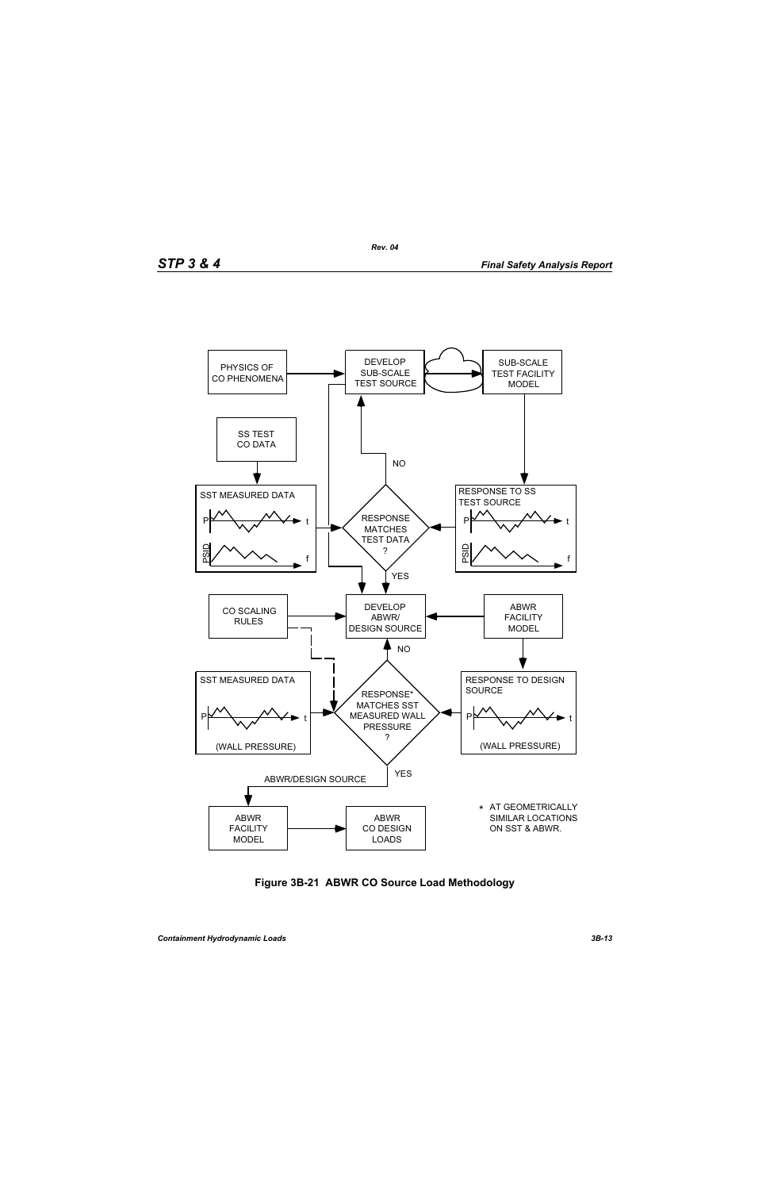PHYSICS OF CO PHENOMENA

DEVELOP SUB-SCALE TEST SOURCE

SUB-SCALE TEST FACILITY MODEL

SS TEST CO DATA

NO

SST MEASURED DATA

P t

PSID f

RESPONSE MATCHES TEST DATA ?

RESPONSE TO SS TEST SOURCE

P t

PSID f

YES

CO SCALING RULES

DEVELOP ABWR/ DESIGN SOURCE

ABWR FACILITY MODEL

NO

SST MEASURED DATA

P t

(WALL PRESSURE)

RESPONSE* MATCHES SST MEASURED WALL PRESSURE ?

RESPONSE TO DESIGN SOURCE

P t

(WALL PRESSURE)

YES

ABWR/DESIGN SOURCE

ABWR FACILITY MODEL

ABWR CO DESIGN LOADS

* AT GEOMETRICALLY SIMILAR LOCATIONS ON SST & ABWR.

**Figure 3B-21 ABWR CO Source Load Methodology**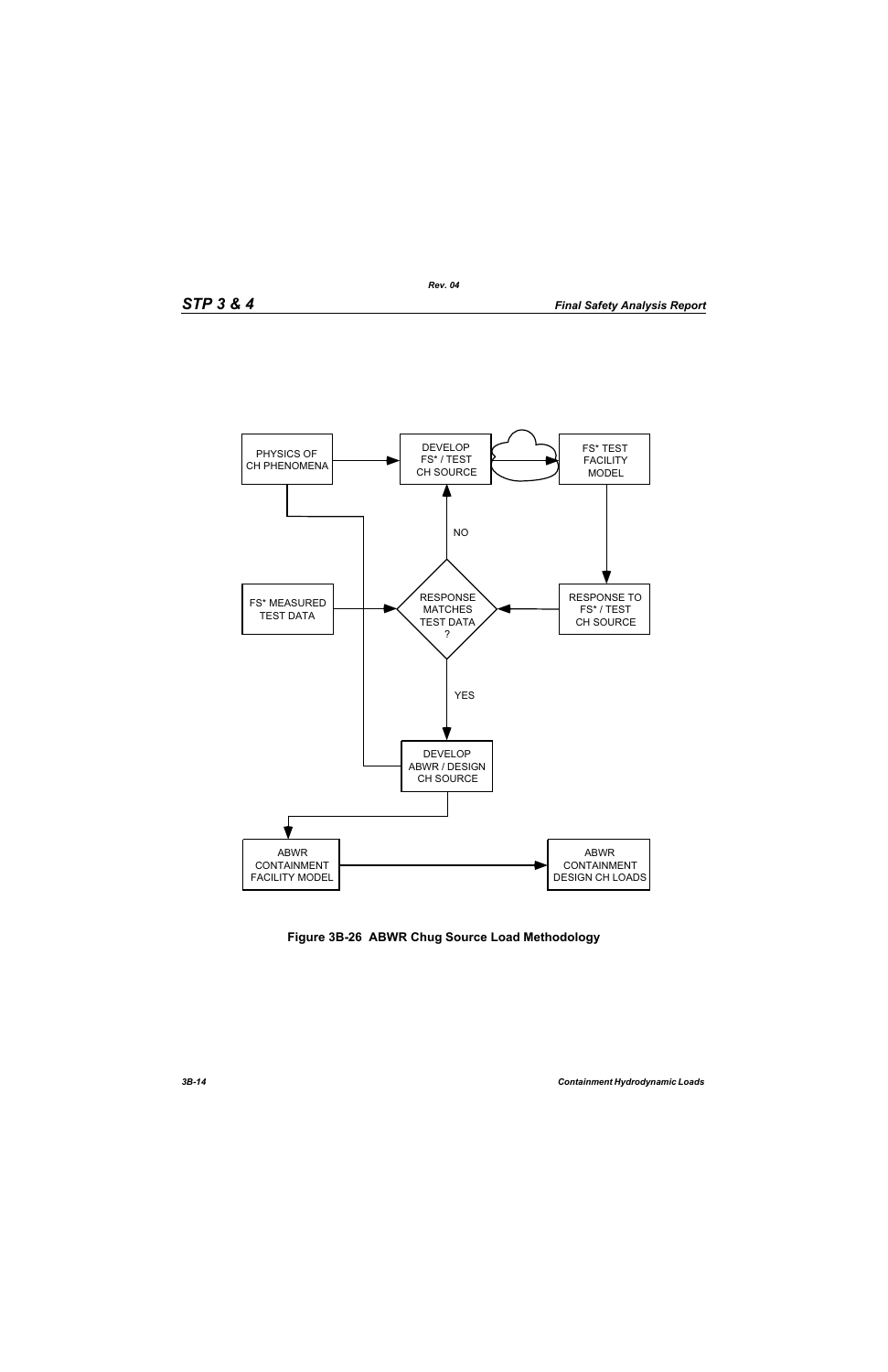PHYSICS OF CH PHENOMENA

DEVELOP FS* / TEST CH SOURCE

FS* TEST FACILITY MODEL

NO

FS* MEASURED TEST DATA

RESPONSE MATCHES TEST DATA ?

RESPONSE TO FS* / TEST CH SOURCE

YES

DEVELOP ABWR / DESIGN CH SOURCE

ABWR CONTAINMENT FACILITY MODEL

ABWR CONTAINMENT DESIGN CH LOADS

**Figure 3B-26 ABWR Chug Source Load Methodology**